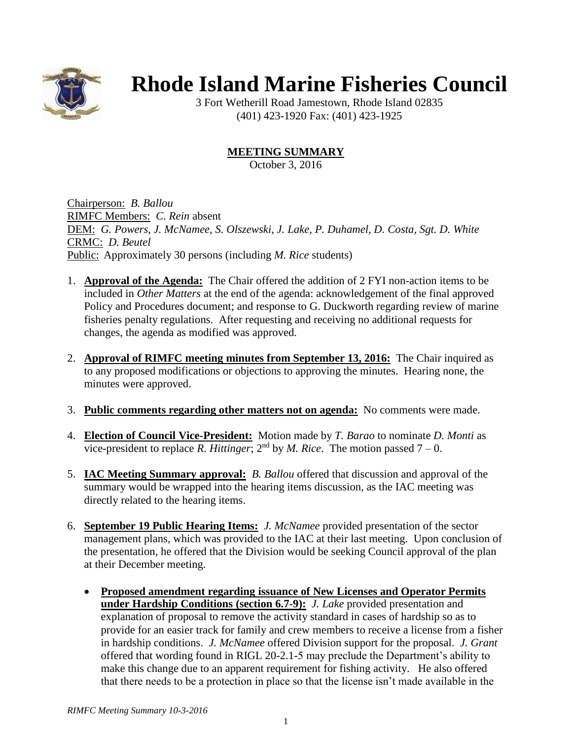# Rhode Island Marine Fisheries Council

3 Fort Wetherill Road Jamestown, Rhode Island 02835
(401) 423-1920 Fax: (401) 423-1925

## MEETING SUMMARY

October 3, 2016

Chairperson: *B. Ballou*
RIMFC Members: *C. Rein* absent
DEM: *G. Powers, J. McNamee, S. Olszewski, J. Lake, P. Duhamel, D. Costa, Sgt. D. White*
CRMC: *D. Beutel*
Public: Approximately 30 persons (including *M. Rice* students)

1. **Approval of the Agenda:** The Chair offered the addition of 2 FYI non-action items to be included in *Other Matters* at the end of the agenda: acknowledgement of the final approved Policy and Procedures document; and response to G. Duckworth regarding review of marine fisheries penalty regulations. After requesting and receiving no additional requests for changes, the agenda as modified was approved.

2. **Approval of RIMFC meeting minutes from September 13, 2016:** The Chair inquired as to any proposed modifications or objections to approving the minutes. Hearing none, the minutes were approved.

3. **Public comments regarding other matters not on agenda:** No comments were made.

4. **Election of Council Vice-President:** Motion made by *T. Barao* to nominate *D. Monti* as vice-president to replace *R. Hittinger*; 2nd by *M. Rice*. The motion passed 7 – 0.

5. **IAC Meeting Summary approval:** *B. Ballou* offered that discussion and approval of the summary would be wrapped into the hearing items discussion, as the IAC meeting was directly related to the hearing items.

6. **September 19 Public Hearing Items:** *J. McNamee* provided presentation of the sector management plans, which was provided to the IAC at their last meeting. Upon conclusion of the presentation, he offered that the Division would be seeking Council approval of the plan at their December meeting.

   - **Proposed amendment regarding issuance of New Licenses and Operator Permits under Hardship Conditions (section 6.7-9):** *J. Lake* provided presentation and explanation of proposal to remove the activity standard in cases of hardship so as to provide for an easier track for family and crew members to receive a license from a fisher in hardship conditions. *J. McNamee* offered Division support for the proposal. *J. Grant* offered that wording found in RIGL 20-2.1-5 may preclude the Department's ability to make this change due to an apparent requirement for fishing activity. He also offered that there needs to be a protection in place so that the license isn't made available in the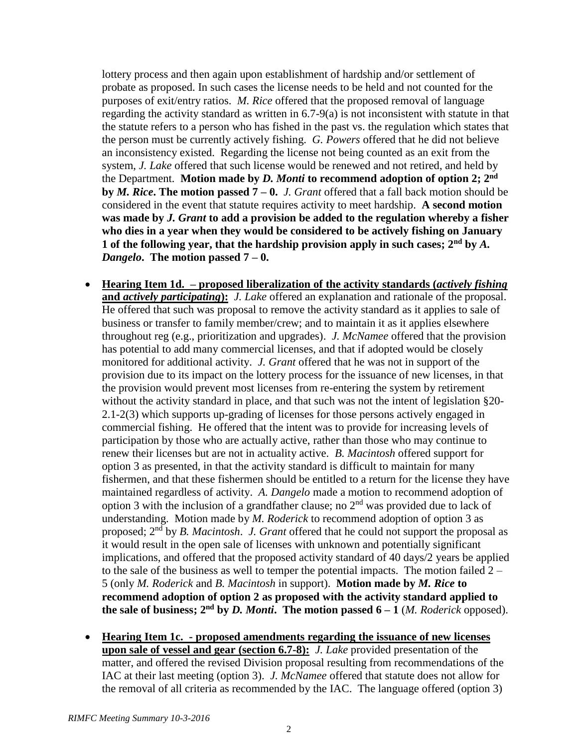lottery process and then again upon establishment of hardship and/or settlement of probate as proposed. In such cases the license needs to be held and not counted for the purposes of exit/entry ratios. *M. Rice* offered that the proposed removal of language regarding the activity standard as written in 6.7-9(a) is not inconsistent with statute in that the statute refers to a person who has fished in the past vs. the regulation which states that the person must be currently actively fishing. *G. Powers* offered that he did not believe an inconsistency existed. Regarding the license not being counted as an exit from the system, *J. Lake* offered that such license would be renewed and not retired, and held by the Department. **Motion made by *D. Monti* to recommend adoption of option 2; 2nd by *M. Rice*. The motion passed 7 – 0.** *J. Grant* offered that a fall back motion should be considered in the event that statute requires activity to meet hardship. **A second motion was made by *J. Grant* to add a provision be added to the regulation whereby a fisher who dies in a year when they would be considered to be actively fishing on January 1 of the following year, that the hardship provision apply in such cases; 2nd by *A. Dangelo*. The motion passed 7 – 0.**

- **Hearing Item 1d. – proposed liberalization of the activity standards (*actively fishing* and *actively participating*):** *J. Lake* offered an explanation and rationale of the proposal. He offered that such was proposal to remove the activity standard as it applies to sale of business or transfer to family member/crew; and to maintain it as it applies elsewhere throughout reg (e.g., prioritization and upgrades). *J. McNamee* offered that the provision has potential to add many commercial licenses, and that if adopted would be closely monitored for additional activity. *J. Grant* offered that he was not in support of the provision due to its impact on the lottery process for the issuance of new licenses, in that the provision would prevent most licenses from re-entering the system by retirement without the activity standard in place, and that such was not the intent of legislation §20-2.1-2(3) which supports up-grading of licenses for those persons actively engaged in commercial fishing. He offered that the intent was to provide for increasing levels of participation by those who are actually active, rather than those who may continue to renew their licenses but are not in actuality active. *B. Macintosh* offered support for option 3 as presented, in that the activity standard is difficult to maintain for many fishermen, and that these fishermen should be entitled to a return for the license they have maintained regardless of activity. *A. Dangelo* made a motion to recommend adoption of option 3 with the inclusion of a grandfather clause; no 2nd was provided due to lack of understanding. Motion made by *M. Roderick* to recommend adoption of option 3 as proposed; 2nd by *B. Macintosh*. *J. Grant* offered that he could not support the proposal as it would result in the open sale of licenses with unknown and potentially significant implications, and offered that the proposed activity standard of 40 days/2 years be applied to the sale of the business as well to temper the potential impacts. The motion failed 2 – 5 (only *M. Roderick* and *B. Macintosh* in support). **Motion made by *M. Rice* to recommend adoption of option 2 as proposed with the activity standard applied to the sale of business; 2nd by *D. Monti*. The motion passed 6 – 1** (*M. Roderick* opposed).

- **Hearing Item 1c. - proposed amendments regarding the issuance of new licenses upon sale of vessel and gear (section 6.7-8):** *J. Lake* provided presentation of the matter, and offered the revised Division proposal resulting from recommendations of the IAC at their last meeting (option 3). *J. McNamee* offered that statute does not allow for the removal of all criteria as recommended by the IAC. The language offered (option 3)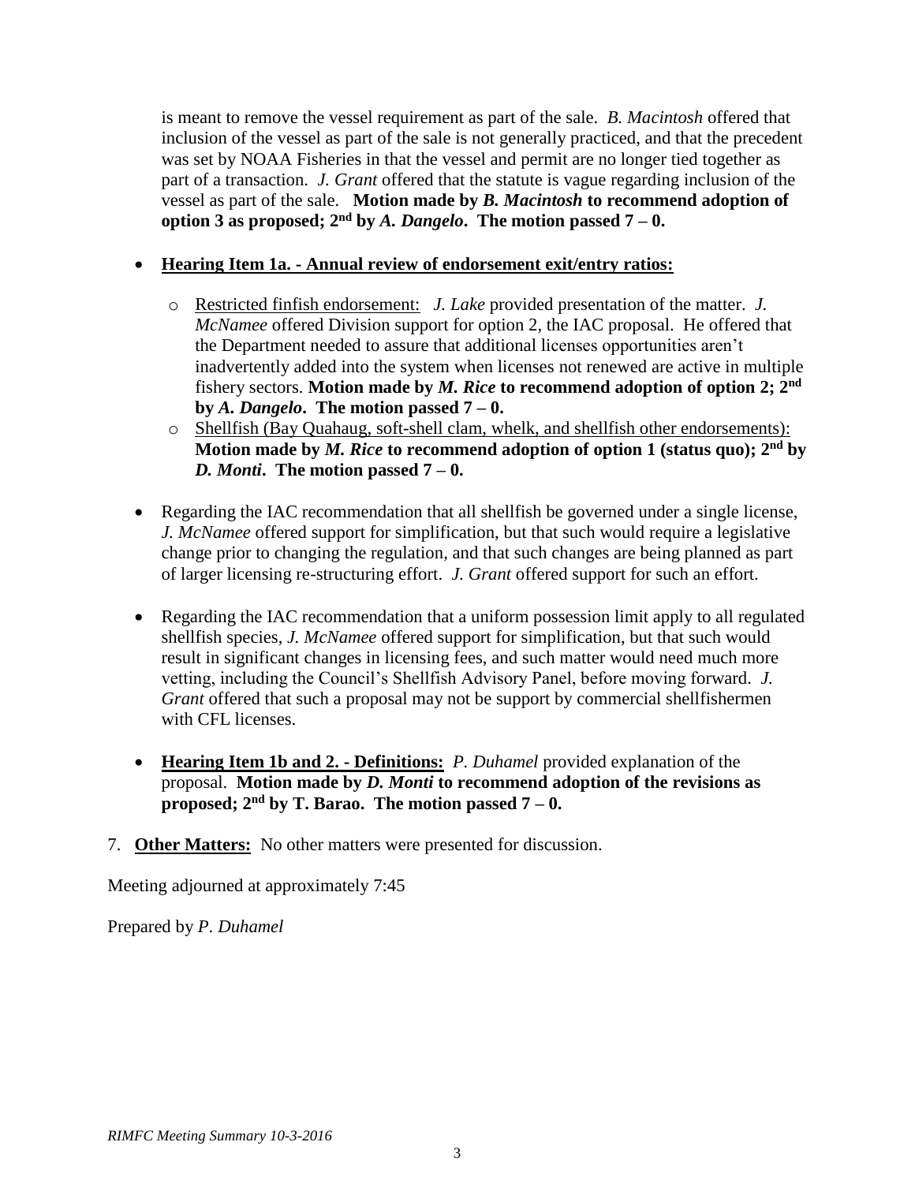is meant to remove the vessel requirement as part of the sale. *B. Macintosh* offered that inclusion of the vessel as part of the sale is not generally practiced, and that the precedent was set by NOAA Fisheries in that the vessel and permit are no longer tied together as part of a transaction. *J. Grant* offered that the statute is vague regarding inclusion of the vessel as part of the sale. **Motion made by *B. Macintosh* to recommend adoption of option 3 as proposed; 2nd by *A. Dangelo*. The motion passed 7 – 0.**

- **Hearing Item 1a. - Annual review of endorsement exit/entry ratios:**
  - Restricted finfish endorsement: *J. Lake* provided presentation of the matter. *J. McNamee* offered Division support for option 2, the IAC proposal. He offered that the Department needed to assure that additional licenses opportunities aren't inadvertently added into the system when licenses not renewed are active in multiple fishery sectors. **Motion made by *M. Rice* to recommend adoption of option 2; 2nd by *A. Dangelo*. The motion passed 7 – 0.**
  - Shellfish (Bay Quahaug, soft-shell clam, whelk, and shellfish other endorsements): **Motion made by *M. Rice* to recommend adoption of option 1 (status quo); 2nd by *D. Monti*. The motion passed 7 – 0.**

- Regarding the IAC recommendation that all shellfish be governed under a single license, *J. McNamee* offered support for simplification, but that such would require a legislative change prior to changing the regulation, and that such changes are being planned as part of larger licensing re-structuring effort. *J. Grant* offered support for such an effort.

- Regarding the IAC recommendation that a uniform possession limit apply to all regulated shellfish species, *J. McNamee* offered support for simplification, but that such would result in significant changes in licensing fees, and such matter would need much more vetting, including the Council's Shellfish Advisory Panel, before moving forward. *J. Grant* offered that such a proposal may not be support by commercial shellfishermen with CFL licenses.

- **Hearing Item 1b and 2. - Definitions:** *P. Duhamel* provided explanation of the proposal. **Motion made by *D. Monti* to recommend adoption of the revisions as proposed; 2nd by T. Barao. The motion passed 7 – 0.**

7. **Other Matters:** No other matters were presented for discussion.

Meeting adjourned at approximately 7:45

Prepared by *P. Duhamel*